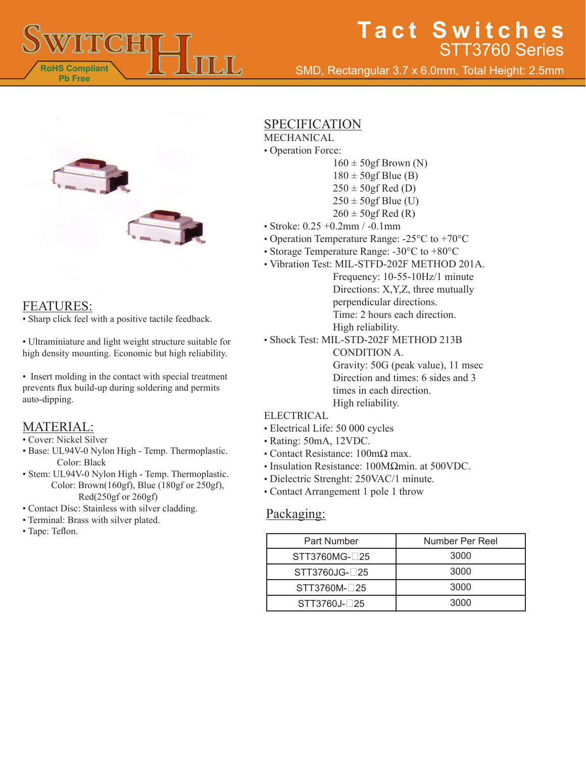# SWITCH HILL

RoHS Compliant
Pb Free

# Tact Switches

## STT3760 Series

SMD, Rectangular 3.7 x 6.0mm, Total Height: 2.5mm

## FEATURES:

• Sharp click feel with a positive tactile feedback.

• Ultraminiature and light weight structure suitable for high density mounting. Economic but high reliability.

• Insert molding in the contact with special treatment prevents flux build-up during soldering and permits auto-dipping.

## MATERIAL:

• Cover: Nickel Silver
• Base: UL94V-0 Nylon High - Temp. Thermoplastic.
  Color: Black
• Stem: UL94V-0 Nylon High - Temp. Thermoplastic.
  Color: Brown(160gf), Blue (180gf or 250gf), Red(250gf or 260gf)
• Contact Disc: Stainless with silver cladding.
• Terminal: Brass with silver plated.
• Tape: Teflon.

## SPECIFICATION

MECHANICAL

• Operation Force:
  160 ± 50gf Brown (N)
  180 ± 50gf Blue (B)
  250 ± 50gf Red (D)
  250 ± 50gf Blue (U)
  260 ± 50gf Red (R)
• Stroke: 0.25 +0.2mm / -0.1mm
• Operation Temperature Range: -25°C to +70°C
• Storage Temperature Range: -30°C to +80°C
• Vibration Test: MIL-STFD-202F METHOD 201A.
  Frequency: 10-55-10Hz/1 minute
  Directions: X,Y,Z, three mutually perpendicular directions.
  Time: 2 hours each direction.
  High reliability.
• Shock Test: MIL-STD-202F METHOD 213B CONDITION A.
  Gravity: 50G (peak value), 11 msec
  Direction and times: 6 sides and 3 times in each direction.
  High reliability.

ELECTRICAL

• Electrical Life: 50 000 cycles
• Rating: 50mA, 12VDC.
• Contact Resistance: 100mΩ max.
• Insulation Resistance: 100MΩmin. at 500VDC.
• Dielectric Strenght: 250VAC/1 minute.
• Contact Arrangement 1 pole 1 throw

## Packaging:

| Part Number | Number Per Reel |
|---|---|
| STT3760MG-□25 | 3000 |
| STT3760JG-□25 | 3000 |
| STT3760M-□25 | 3000 |
| STT3760J-□25 | 3000 |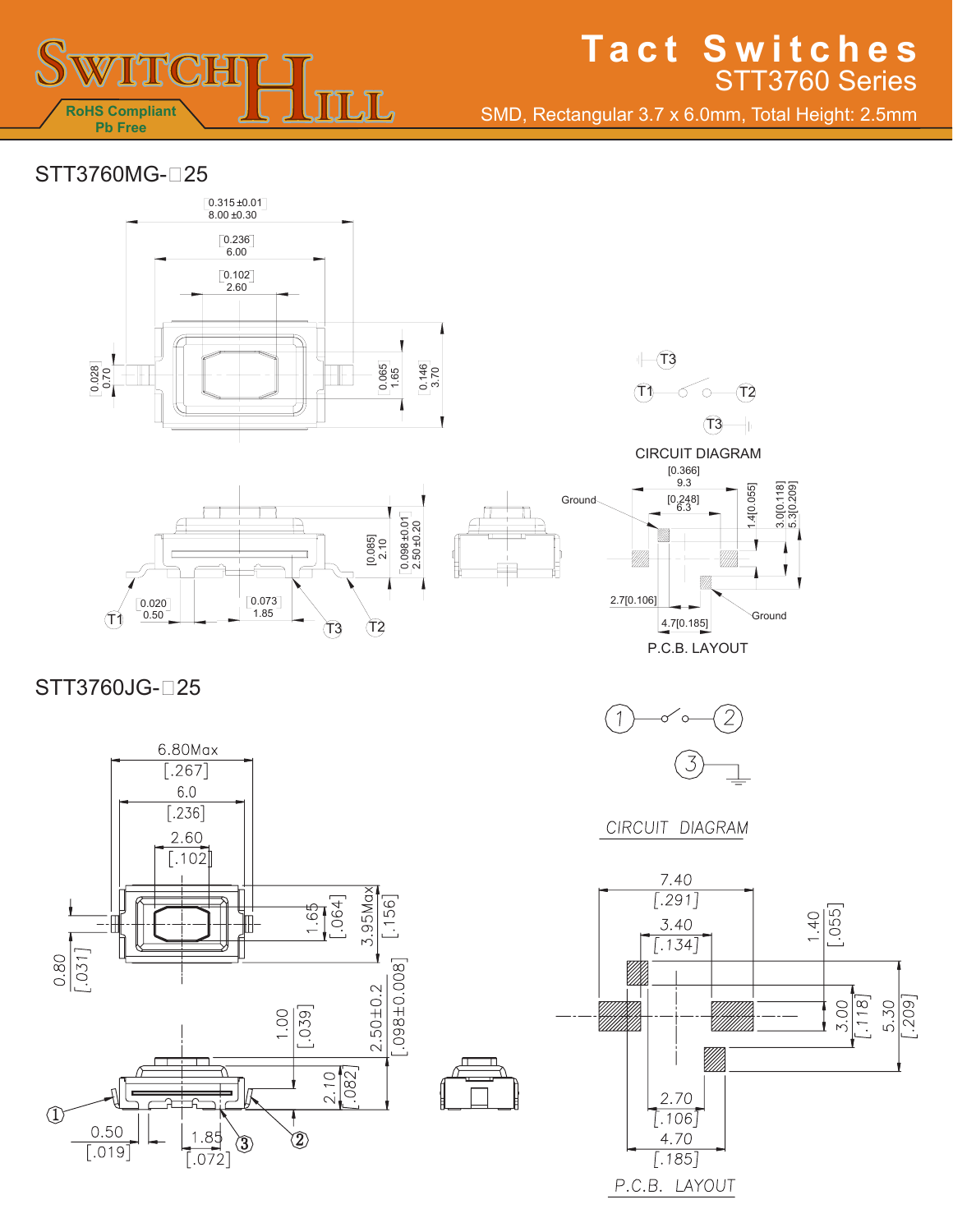# Tact Switches

## STT3760 Series

SMD, Rectangular 3.7 x 6.0mm, Total Height: 2.5mm

RoHS Compliant
Pb Free

## STT3760MG-□25

0.315±0.01
8.00±0.30

0.236
6.00

0.102
2.60

0.028
0.70

0.065
1.65

0.146
3.70

[0.085]
2.10

0.098±0.01
2.50±0.20

0.020
0.50

0.073
1.85

T1 T3 T2

CIRCUIT DIAGRAM

[0.366]
9.3

[0.248]
6.3

1.4[0.055]

3.0[0.118]

5.3[0.209]

Ground

2.7[0.106]

4.7[0.185]

Ground

P.C.B. LAYOUT

## STT3760JG-□25

6.80Max
[.267]

6.0
[.236]

2.60
[.102]

0.80
[.031]

1.65
[.064]

3.95Max
[.156]

2.50±0.2
[.098±0.008]

1.00
[.039]

2.10
[.082]

0.50
[.019]

1.85
[.072]

① ② ③

CIRCUIT DIAGRAM

7.40
[.291]

3.40
[.134]

1.40
[.055]

3.00
[.118]

5.30
[.209]

2.70
[.106]

4.70
[.185]

P.C.B. LAYOUT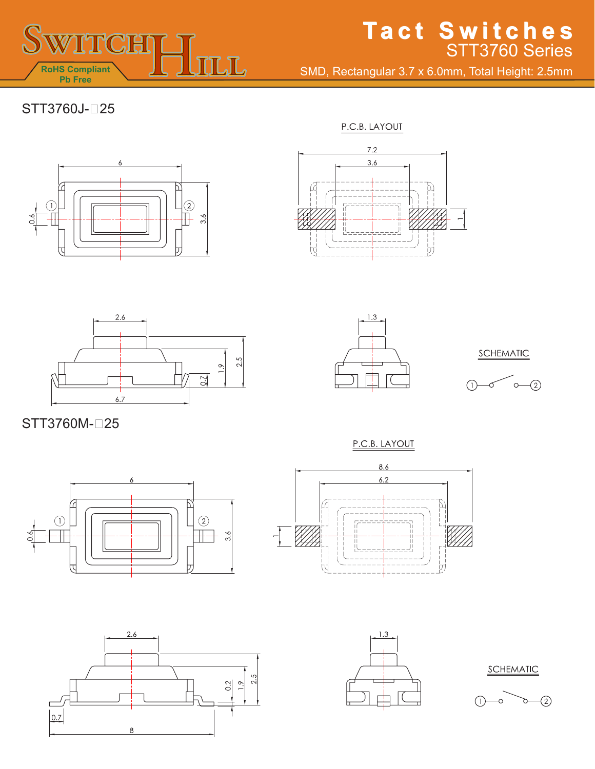# Tact Switches
## STT3760 Series

SMD, Rectangular 3.7 x 6.0mm, Total Height: 2.5mm

RoHS Compliant
Pb Free

### STT3760J-□25

P.C.B. LAYOUT

6, 0.6, 3.6, 7.2, 3.6, 1, 2.6, 1.9, 2.5, 0.7, 6.7, 1.3

SCHEMATIC

### STT3760M-□25

P.C.B. LAYOUT

6, 0.6, 3.6, 8.6, 6.2, 1, 2.6, 0.2, 1.9, 2.5, 0.7, 8, 1.3

SCHEMATIC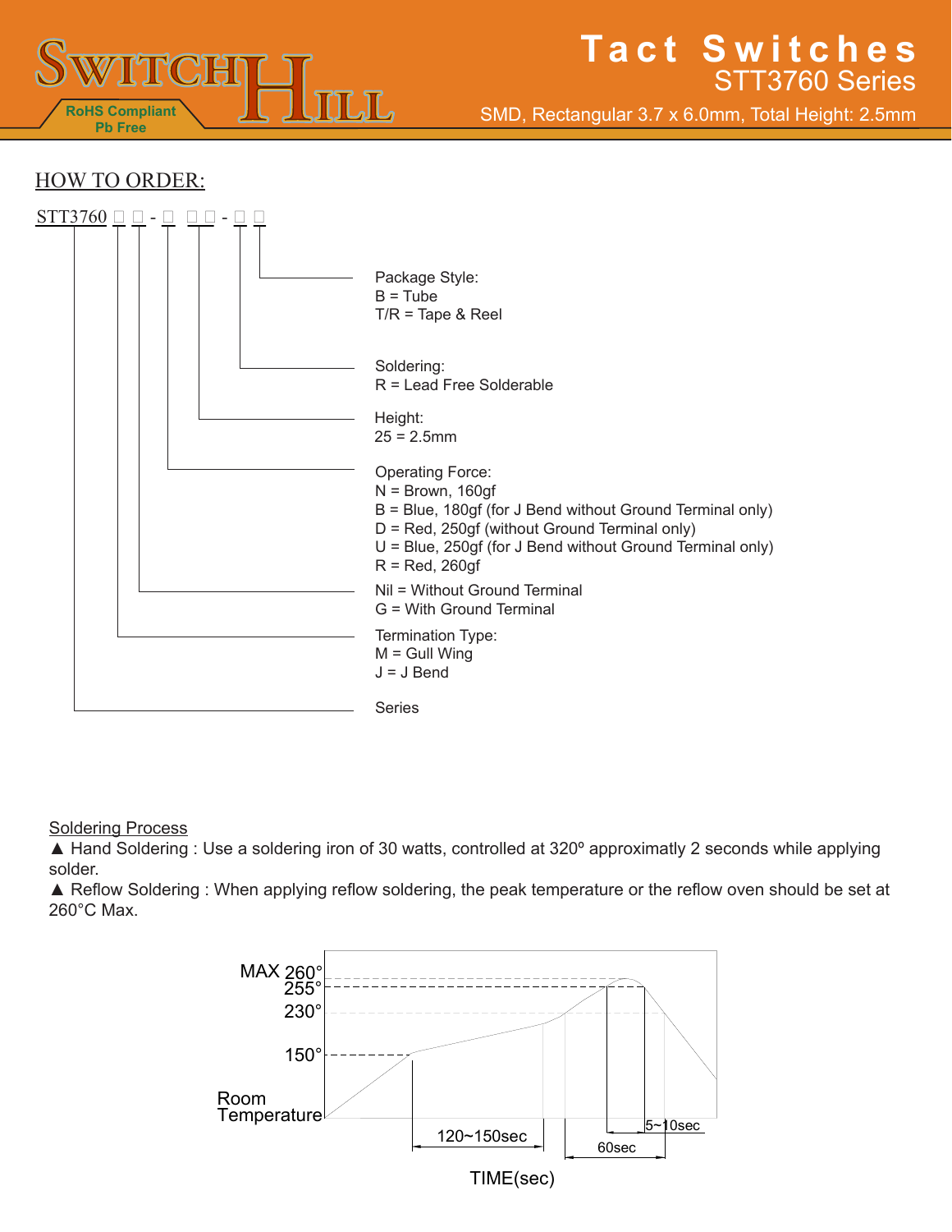# Tact Switches

## STT3760 Series

SMD, Rectangular 3.7 x 6.0mm, Total Height: 2.5mm

RoHS Compliant
Pb Free

## HOW TO ORDER:

STT3760 □ □ - □ □ □ - □ □

- Package Style:
  B = Tube
  T/R = Tape & Reel
- Soldering:
  R = Lead Free Solderable
- Height:
  25 = 2.5mm
- Operating Force:
  N = Brown, 160gf
  B = Blue, 180gf (for J Bend without Ground Terminal only)
  D = Red, 250gf (without Ground Terminal only)
  U = Blue, 250gf (for J Bend without Ground Terminal only)
  R = Red, 260gf
- Nil = Without Ground Terminal
  G = With Ground Terminal
- Termination Type:
  M = Gull Wing
  J = J Bend
- Series

### Soldering Process

▲ Hand Soldering : Use a soldering iron of 30 watts, controlled at 320º approximatly 2 seconds while applying solder.

▲ Reflow Soldering : When applying reflow soldering, the peak temperature or the reflow oven should be set at 260°C Max.

MAX 260°
255°
230°
150°
Room Temperature
120~150sec
60sec
5~10sec
TIME(sec)